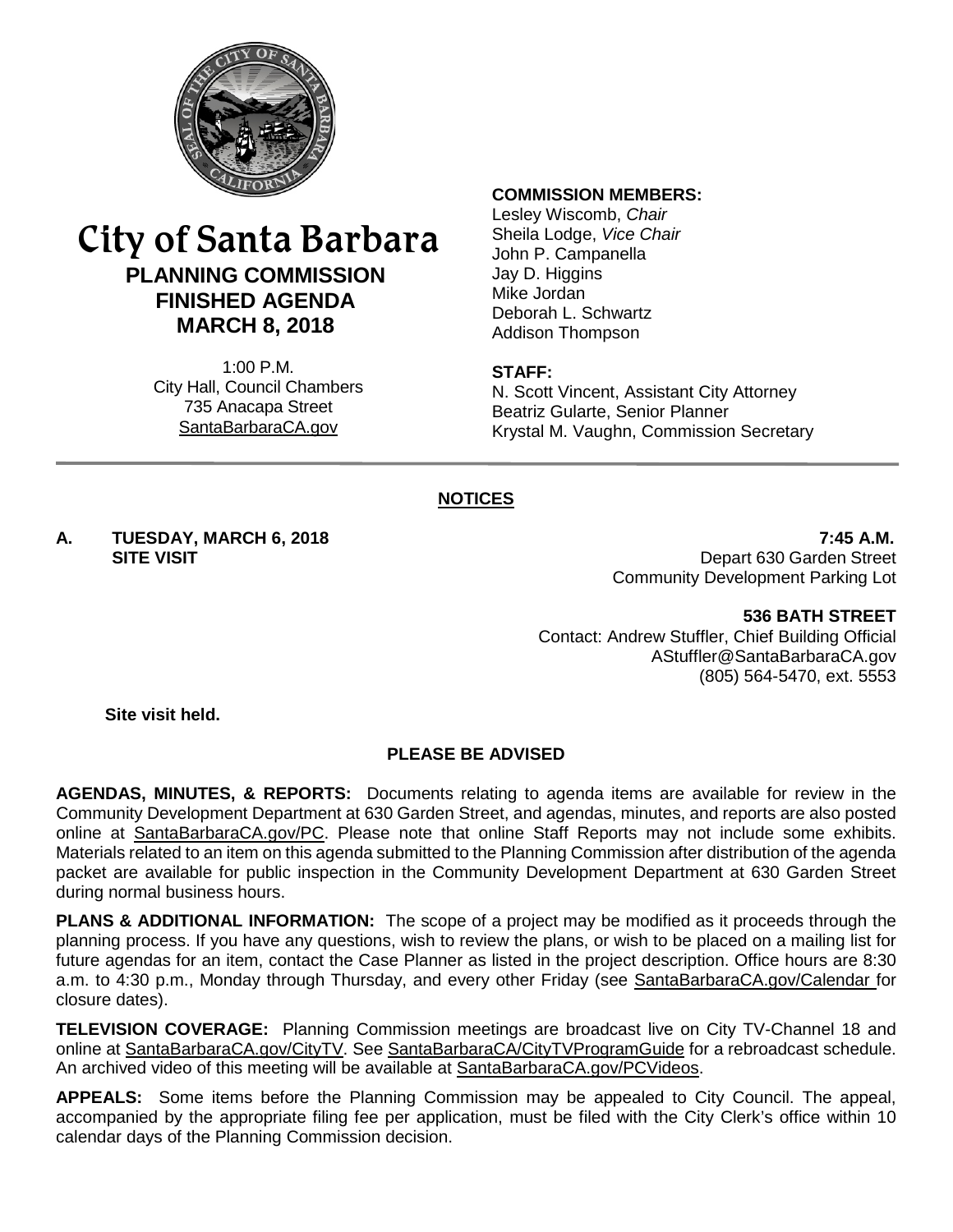# City of Santa Barbara

## PLANNING COMMISSION FINISHED AGENDA MARCH 8, 2018

1:00 P.M.
City Hall, Council Chambers
735 Anacapa Street
SantaBarbaraCA.gov

**COMMISSION MEMBERS:**
Lesley Wiscomb, *Chair*
Sheila Lodge, *Vice Chair*
John P. Campanella
Jay D. Higgins
Mike Jordan
Deborah L. Schwartz
Addison Thompson

**STAFF:**
N. Scott Vincent, Assistant City Attorney
Beatriz Gularte, Senior Planner
Krystal M. Vaughn, Commission Secretary

## NOTICES

**A. TUESDAY, MARCH 6, 2018 — 7:45 A.M.**
**SITE VISIT**

Depart 630 Garden Street
Community Development Parking Lot

**536 BATH STREET**
Contact: Andrew Stuffler, Chief Building Official
AStuffler@SantaBarbaraCA.gov
(805) 564-5470, ext. 5553

**Site visit held.**

## PLEASE BE ADVISED

**AGENDAS, MINUTES, & REPORTS:** Documents relating to agenda items are available for review in the Community Development Department at 630 Garden Street, and agendas, minutes, and reports are also posted online at SantaBarbaraCA.gov/PC. Please note that online Staff Reports may not include some exhibits. Materials related to an item on this agenda submitted to the Planning Commission after distribution of the agenda packet are available for public inspection in the Community Development Department at 630 Garden Street during normal business hours.

**PLANS & ADDITIONAL INFORMATION:** The scope of a project may be modified as it proceeds through the planning process. If you have any questions, wish to review the plans, or wish to be placed on a mailing list for future agendas for an item, contact the Case Planner as listed in the project description. Office hours are 8:30 a.m. to 4:30 p.m., Monday through Thursday, and every other Friday (see SantaBarbaraCA.gov/Calendar for closure dates).

**TELEVISION COVERAGE:** Planning Commission meetings are broadcast live on City TV-Channel 18 and online at SantaBarbaraCA.gov/CityTV. See SantaBarbaraCA/CityTVProgramGuide for a rebroadcast schedule. An archived video of this meeting will be available at SantaBarbaraCA.gov/PCVideos.

**APPEALS:** Some items before the Planning Commission may be appealed to City Council. The appeal, accompanied by the appropriate filing fee per application, must be filed with the City Clerk's office within 10 calendar days of the Planning Commission decision.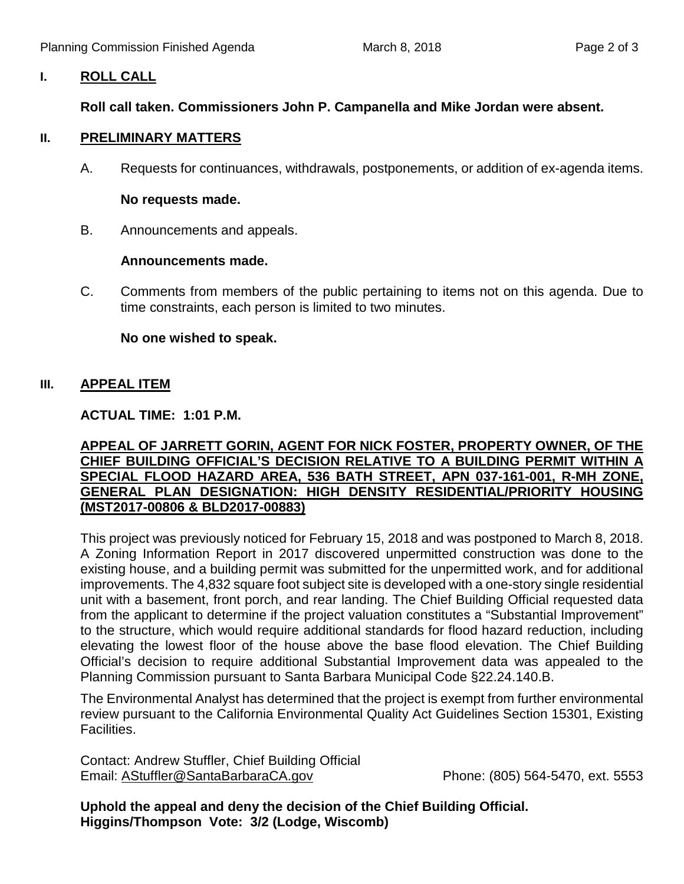## I. ROLL CALL

**Roll call taken. Commissioners John P. Campanella and Mike Jordan were absent.**

## II. PRELIMINARY MATTERS

A. Requests for continuances, withdrawals, postponements, or addition of ex-agenda items.

**No requests made.**

B. Announcements and appeals.

**Announcements made.**

C. Comments from members of the public pertaining to items not on this agenda. Due to time constraints, each person is limited to two minutes.

**No one wished to speak.**

## III. APPEAL ITEM

**ACTUAL TIME: 1:01 P.M.**

**APPEAL OF JARRETT GORIN, AGENT FOR NICK FOSTER, PROPERTY OWNER, OF THE CHIEF BUILDING OFFICIAL'S DECISION RELATIVE TO A BUILDING PERMIT WITHIN A SPECIAL FLOOD HAZARD AREA, 536 BATH STREET, APN 037-161-001, R-MH ZONE, GENERAL PLAN DESIGNATION: HIGH DENSITY RESIDENTIAL/PRIORITY HOUSING (MST2017-00806 & BLD2017-00883)**

This project was previously noticed for February 15, 2018 and was postponed to March 8, 2018. A Zoning Information Report in 2017 discovered unpermitted construction was done to the existing house, and a building permit was submitted for the unpermitted work, and for additional improvements. The 4,832 square foot subject site is developed with a one-story single residential unit with a basement, front porch, and rear landing. The Chief Building Official requested data from the applicant to determine if the project valuation constitutes a "Substantial Improvement" to the structure, which would require additional standards for flood hazard reduction, including elevating the lowest floor of the house above the base flood elevation. The Chief Building Official's decision to require additional Substantial Improvement data was appealed to the Planning Commission pursuant to Santa Barbara Municipal Code §22.24.140.B.

The Environmental Analyst has determined that the project is exempt from further environmental review pursuant to the California Environmental Quality Act Guidelines Section 15301, Existing Facilities.

Contact: Andrew Stuffler, Chief Building Official
Email: AStuffler@SantaBarbaraCA.gov Phone: (805) 564-5470, ext. 5553

**Uphold the appeal and deny the decision of the Chief Building Official.**
**Higgins/Thompson Vote: 3/2 (Lodge, Wiscomb)**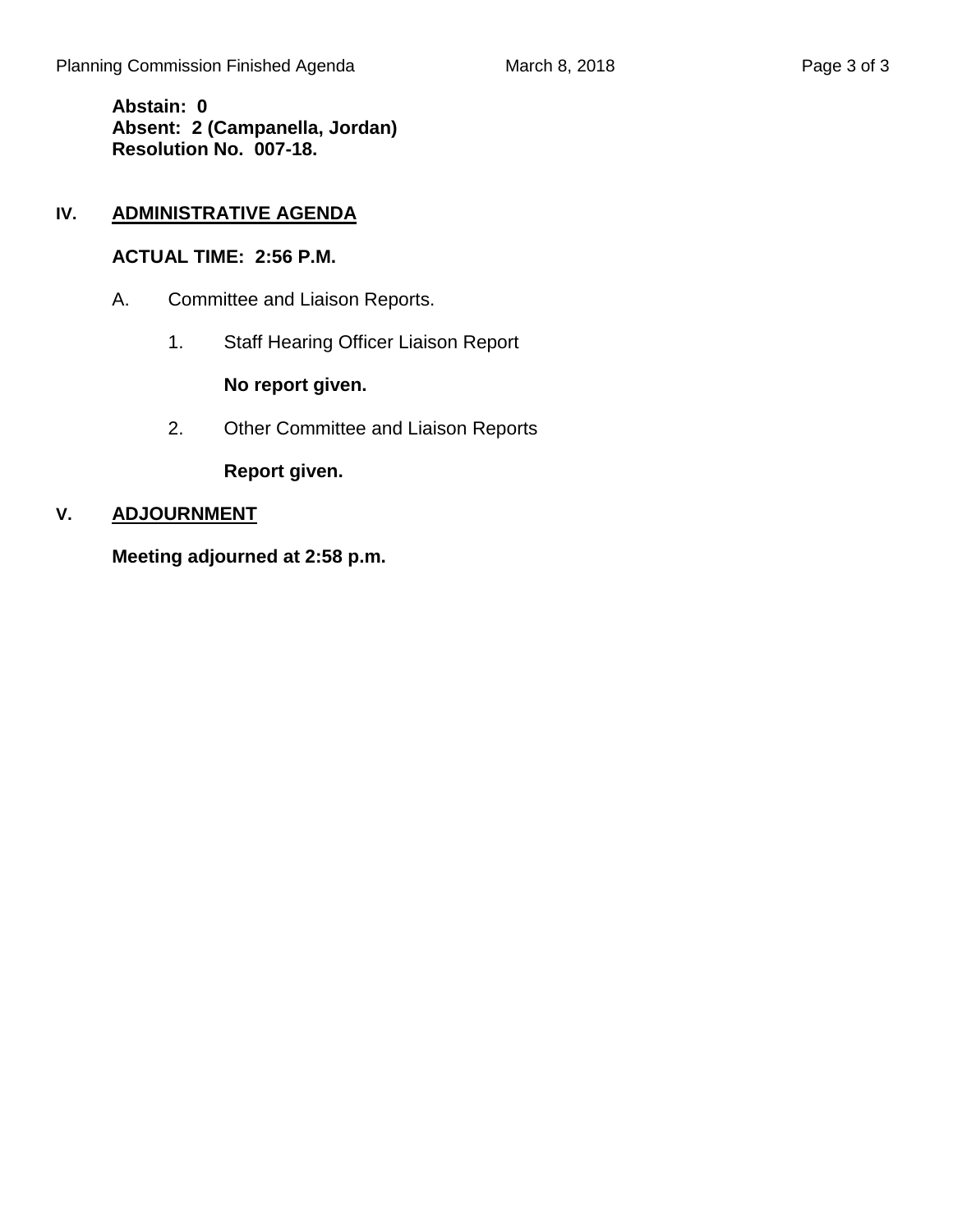**Abstain: 0**
**Absent: 2 (Campanella, Jordan)**
**Resolution No. 007-18.**

## IV. ADMINISTRATIVE AGENDA

**ACTUAL TIME: 2:56 P.M.**

A. Committee and Liaison Reports.

1. Staff Hearing Officer Liaison Report

   **No report given.**

2. Other Committee and Liaison Reports

   **Report given.**

## V. ADJOURNMENT

**Meeting adjourned at 2:58 p.m.**